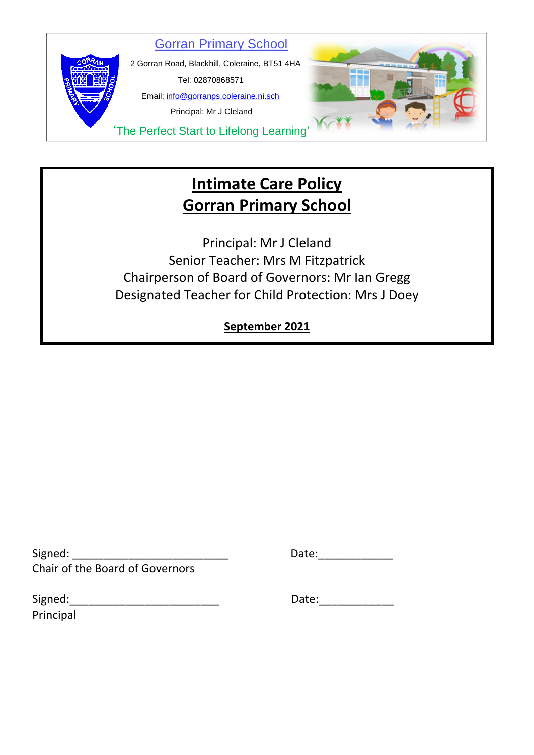Gorran Primary School

2 Gorran Road, Blackhill, Coleraine, BT51 4HA

Tel: 02870868571

Email; info@gorranps.coleraine.ni.sch

Principal: Mr J Cleland

'The Perfect Start to Lifelong Learning'

# Intimate Care Policy
# Gorran Primary School

Principal: Mr J Cleland

Senior Teacher: Mrs M Fitzpatrick

Chairperson of Board of Governors: Mr Ian Gregg

Designated Teacher for Child Protection: Mrs J Doey

**September 2021**

Signed: _________________________ Date:____________

Chair of the Board of Governors

Signed:________________________ Date:____________

Principal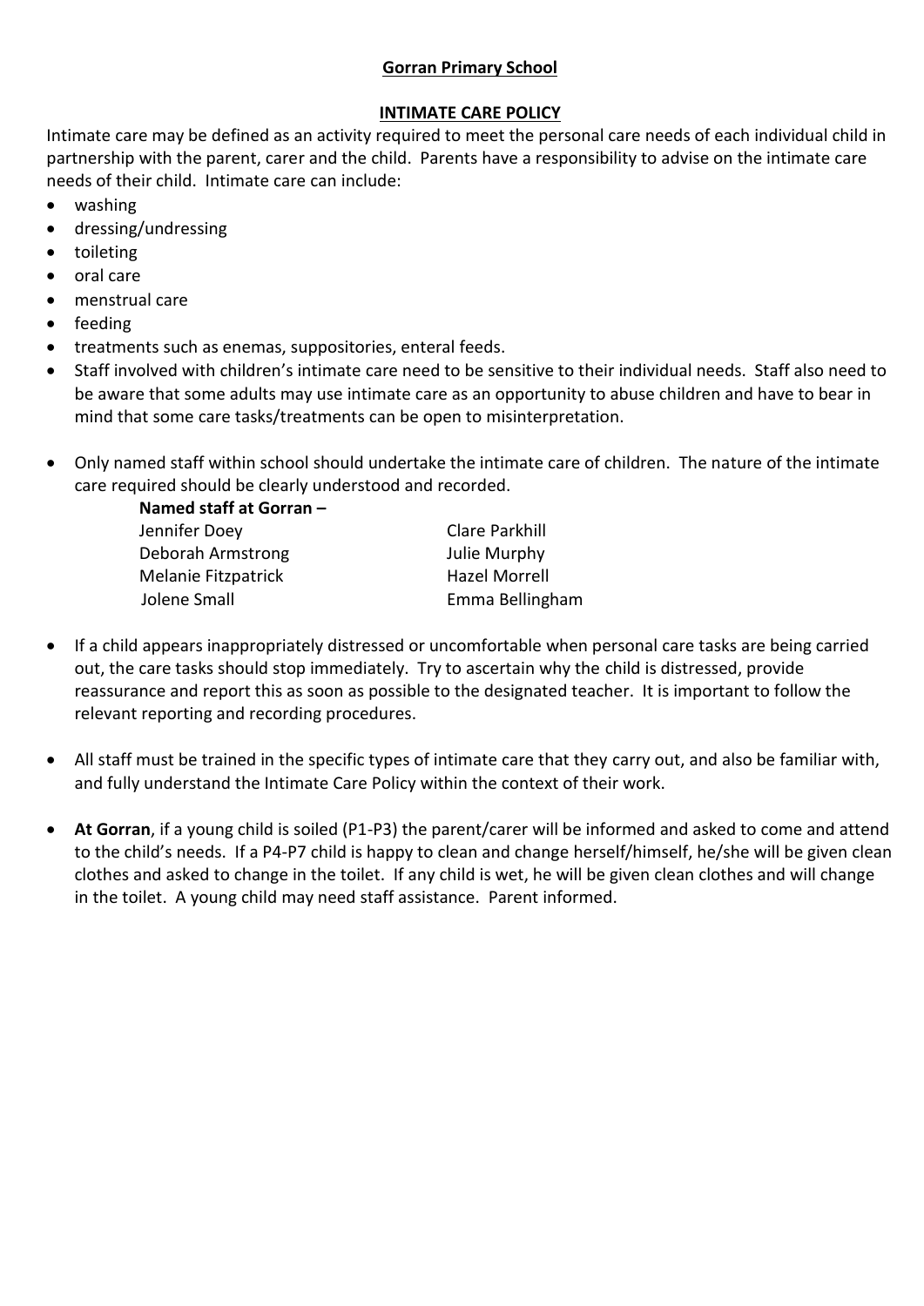**Gorran Primary School**

**INTIMATE CARE POLICY**

Intimate care may be defined as an activity required to meet the personal care needs of each individual child in partnership with the parent, carer and the child. Parents have a responsibility to advise on the intimate care needs of their child. Intimate care can include:

- washing
- dressing/undressing
- toileting
- oral care
- menstrual care
- feeding
- treatments such as enemas, suppositories, enteral feeds.
- Staff involved with children's intimate care need to be sensitive to their individual needs. Staff also need to be aware that some adults may use intimate care as an opportunity to abuse children and have to bear in mind that some care tasks/treatments can be open to misinterpretation.

- Only named staff within school should undertake the intimate care of children. The nature of the intimate care required should be clearly understood and recorded.

  **Named staff at Gorran –**

  | | |
  |---|---|
  | Jennifer Doey | Clare Parkhill |
  | Deborah Armstrong | Julie Murphy |
  | Melanie Fitzpatrick | Hazel Morrell |
  | Jolene Small | Emma Bellingham |

- If a child appears inappropriately distressed or uncomfortable when personal care tasks are being carried out, the care tasks should stop immediately. Try to ascertain why the child is distressed, provide reassurance and report this as soon as possible to the designated teacher. It is important to follow the relevant reporting and recording procedures.

- All staff must be trained in the specific types of intimate care that they carry out, and also be familiar with, and fully understand the Intimate Care Policy within the context of their work.

- **At Gorran**, if a young child is soiled (P1-P3) the parent/carer will be informed and asked to come and attend to the child's needs. If a P4-P7 child is happy to clean and change herself/himself, he/she will be given clean clothes and asked to change in the toilet. If any child is wet, he will be given clean clothes and will change in the toilet. A young child may need staff assistance. Parent informed.